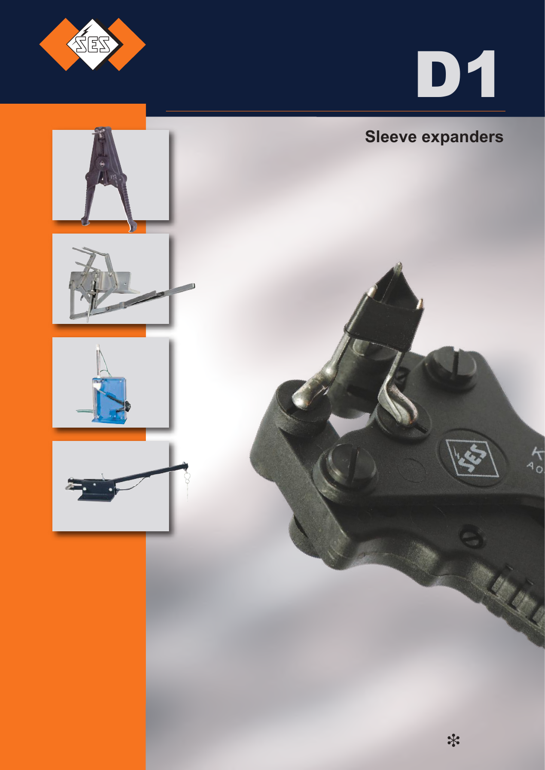# D1

## Sleeve expanders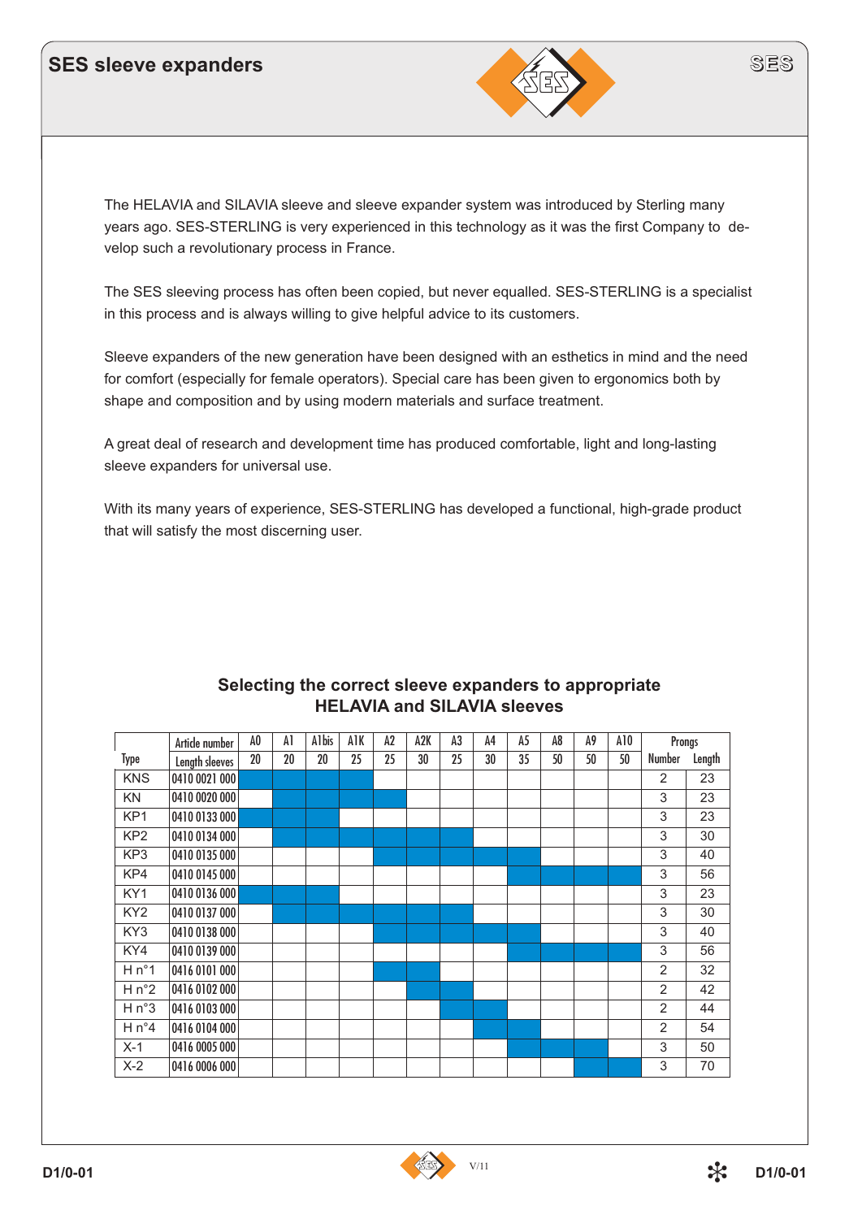## SES sleeve expanders

The HELAVIA and SILAVIA sleeve and sleeve expander system was introduced by Sterling many years ago. SES-STERLING is very experienced in this technology as it was the first Company to develop such a revolutionary process in France.

The SES sleeving process has often been copied, but never equalled. SES-STERLING is a specialist in this process and is always willing to give helpful advice to its customers.

Sleeve expanders of the new generation have been designed with an esthetics in mind and the need for comfort (especially for female operators). Special care has been given to ergonomics both by shape and composition and by using modern materials and surface treatment.

A great deal of research and development time has produced comfortable, light and long-lasting sleeve expanders for universal use.

With its many years of experience, SES-STERLING has developed a functional, high-grade product that will satisfy the most discerning user.

### Selecting the correct sleeve expanders to appropriate HELAVIA and SILAVIA sleeves

| | Article number | A0 | A1 | A1bis | A1K | A2 | A2K | A3 | A4 | A5 | A8 | A9 | A10 | Prongs | |
|---|---|---|---|---|---|---|---|---|---|---|---|---|---|---|---|
| Type | Length sleeves | 20 | 20 | 20 | 25 | 25 | 30 | 25 | 30 | 35 | 50 | 50 | 50 | Number | Length |
| KNS | 0410 0021 000 | ■ | ■ | ■ | ■ | | | | | | | | | 2 | 23 |
| KN | 0410 0020 000 | | ■ | ■ | ■ | ■ | | | | | | | | 3 | 23 |
| KP1 | 0410 0133 000 | ■ | ■ | ■ | | | | | | | | | | 3 | 23 |
| KP2 | 0410 0134 000 | | ■ | ■ | ■ | ■ | ■ | ■ | | | | | | 3 | 30 |
| KP3 | 0410 0135 000 | | | | | ■ | ■ | ■ | ■ | ■ | | | | 3 | 40 |
| KP4 | 0410 0145 000 | | | | | | | | | ■ | ■ | ■ | ■ | 3 | 56 |
| KY1 | 0410 0136 000 | ■ | ■ | ■ | | | | | | | | | | 3 | 23 |
| KY2 | 0410 0137 000 | | ■ | ■ | ■ | ■ | ■ | ■ | | | | | | 3 | 30 |
| KY3 | 0410 0138 000 | | | | | ■ | ■ | ■ | ■ | ■ | | | | 3 | 40 |
| KY4 | 0410 0139 000 | | | | | | | | | ■ | ■ | ■ | ■ | 3 | 56 |
| H n°1 | 0416 0101 000 | | | | | ■ | ■ | | | | | | | 2 | 32 |
| H n°2 | 0416 0102 000 | | | | | | ■ | ■ | | | | | | 2 | 42 |
| H n°3 | 0416 0103 000 | | | | | | | ■ | ■ | | | | | 2 | 44 |
| H n°4 | 0416 0104 000 | | | | | | | | ■ | ■ | | | | 2 | 54 |
| X-1 | 0416 0005 000 | | | | | | | | | ■ | ■ | ■ | | 3 | 50 |
| X-2 | 0416 0006 000 | | | | | | | | | | | ■ | ■ | 3 | 70 |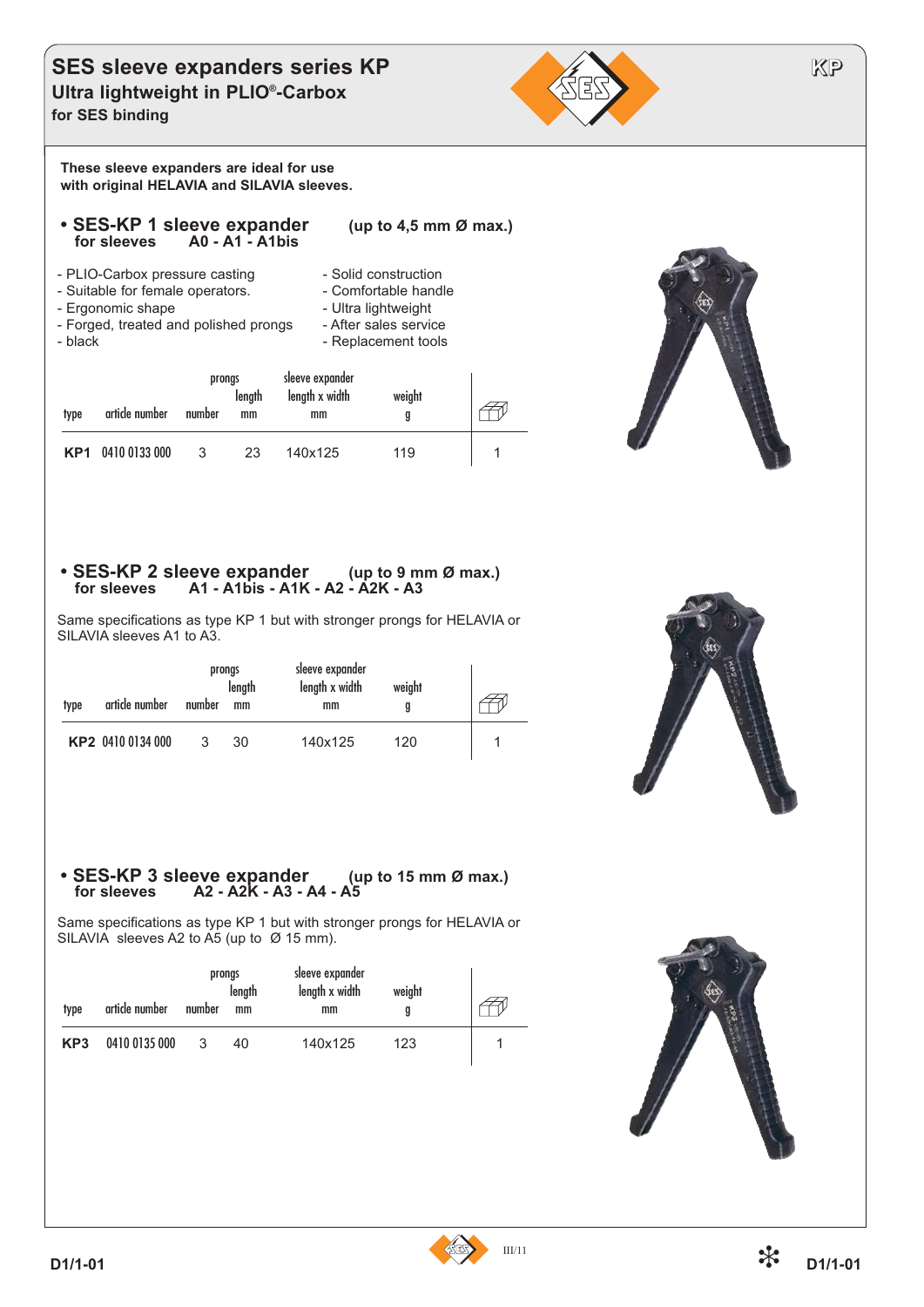# SES sleeve expanders series KP

## Ultra lightweight in PLIO®-Carbox

### for SES binding

**These sleeve expanders are ideal for use with original HELAVIA and SILAVIA sleeves.**

## • SES-KP 1 sleeve expander (up to 4,5 mm Ø max.)

**for sleeves A0 - A1 - A1bis**

- PLIO-Carbox pressure casting
- Suitable for female operators.
- Ergonomic shape
- Forged, treated and polished prongs
- black
- Solid construction
- Comfortable handle
- Ultra lightweight
- After sales service
- Replacement tools

| type | article number | prongs number | prongs length mm | sleeve expander length x width mm | weight g | |
|---|---|---|---|---|---|---|
| **KP1** | 0410 0133 000 | 3 | 23 | 140x125 | 119 | 1 |

## • SES-KP 2 sleeve expander (up to 9 mm Ø max.)

**for sleeves A1 - A1bis - A1K - A2 - A2K - A3**

Same specifications as type KP 1 but with stronger prongs for HELAVIA or SILAVIA sleeves A1 to A3.

| type | article number | prongs number | prongs length mm | sleeve expander length x width mm | weight g | |
|---|---|---|---|---|---|---|
| **KP2** | 0410 0134 000 | 3 | 30 | 140x125 | 120 | 1 |

## • SES-KP 3 sleeve expander (up to 15 mm Ø max.)

**for sleeves A2 - A2K - A3 - A4 - A5**

Same specifications as type KP 1 but with stronger prongs for HELAVIA or SILAVIA sleeves A2 to A5 (up to Ø 15 mm).

| type | article number | prongs number | prongs length mm | sleeve expander length x width mm | weight g | |
|---|---|---|---|---|---|---|
| **KP3** | 0410 0135 000 | 3 | 40 | 140x125 | 123 | 1 |

III/11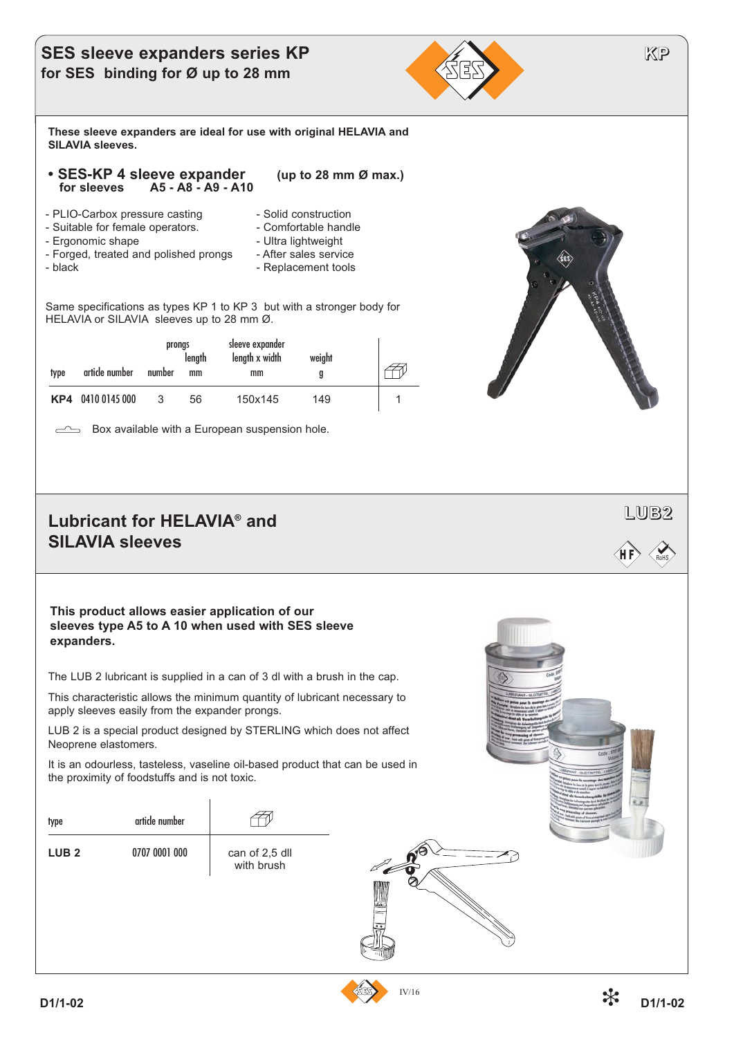# SES sleeve expanders series KP

## for SES binding for Ø up to 28 mm

KP

**These sleeve expanders are ideal for use with original HELAVIA and SILAVIA sleeves.**

### • SES-KP 4 sleeve expander (up to 28 mm Ø max.)

**for sleeves A5 - A8 - A9 - A10**

- PLIO-Carbox pressure casting
- Suitable for female operators.
- Ergonomic shape
- Forged, treated and polished prongs
- black
- Solid construction
- Comfortable handle
- Ultra lightweight
- After sales service
- Replacement tools

Same specifications as types KP 1 to KP 3 but with a stronger body for HELAVIA or SILAVIA sleeves up to 28 mm Ø.

| type | article number | prongs number | prongs length mm | sleeve expander length x width mm | weight g | box |
|---|---|---|---|---|---|---|
| **KP4** | 0410 0145 000 | 3 | 56 | 150x145 | 149 | 1 |

Box available with a European suspension hole.

# Lubricant for HELAVIA® and SILAVIA sleeves

LUB2

**This product allows easier application of our sleeves type A5 to A 10 when used with SES sleeve expanders.**

The LUB 2 lubricant is supplied in a can of 3 dl with a brush in the cap.

This characteristic allows the minimum quantity of lubricant necessary to apply sleeves easily from the expander prongs.

LUB 2 is a special product designed by STERLING which does not affect Neoprene elastomers.

It is an odourless, tasteless, vaseline oil-based product that can be used in the proximity of foodstuffs and is not toxic.

| type | article number | box |
|---|---|---|
| **LUB 2** | 0707 0001 000 | can of 2,5 dll with brush |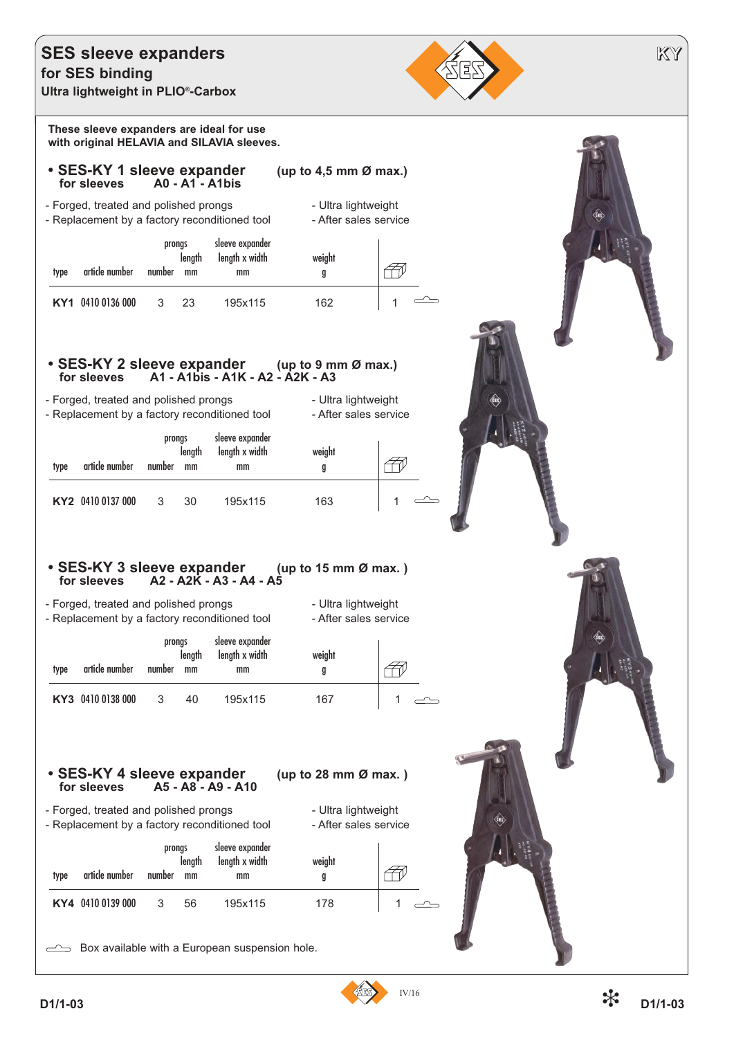# SES sleeve expanders

## for SES binding

### Ultra lightweight in PLIO®-Carbox

**These sleeve expanders are ideal for use with original HELAVIA and SILAVIA sleeves.**

## • SES-KY 1 sleeve expander (up to 4,5 mm Ø max.)

**for sleeves A0 - A1 - A1bis**

- Forged, treated and polished prongs
- Replacement by a factory reconditioned tool
- Ultra lightweight
- After sales service

| type | article number | prongs number | prongs length mm | sleeve expander length x width mm | weight g | | |
|---|---|---|---|---|---|---|---|
| **KY1** | 0410 0136 000 | 3 | 23 | 195x115 | 162 | 1 | ⌓ |

## • SES-KY 2 sleeve expander (up to 9 mm Ø max.)

**for sleeves A1 - A1bis - A1K - A2 - A2K - A3**

- Forged, treated and polished prongs
- Replacement by a factory reconditioned tool
- Ultra lightweight
- After sales service

| type | article number | prongs number | prongs length mm | sleeve expander length x width mm | weight g | | |
|---|---|---|---|---|---|---|---|
| **KY2** | 0410 0137 000 | 3 | 30 | 195x115 | 163 | 1 | ⌓ |

## • SES-KY 3 sleeve expander (up to 15 mm Ø max. )

**for sleeves A2 - A2K - A3 - A4 - A5**

- Forged, treated and polished prongs
- Replacement by a factory reconditioned tool
- Ultra lightweight
- After sales service

| type | article number | prongs number | prongs length mm | sleeve expander length x width mm | weight g | | |
|---|---|---|---|---|---|---|---|
| **KY3** | 0410 0138 000 | 3 | 40 | 195x115 | 167 | 1 | ⌓ |

## • SES-KY 4 sleeve expander (up to 28 mm Ø max. )

**for sleeves A5 - A8 - A9 - A10**

- Forged, treated and polished prongs
- Replacement by a factory reconditioned tool
- Ultra lightweight
- After sales service

| type | article number | prongs number | prongs length mm | sleeve expander length x width mm | weight g | | |
|---|---|---|---|---|---|---|---|
| **KY4** | 0410 0139 000 | 3 | 56 | 195x115 | 178 | 1 | ⌓ |

⌓ Box available with a European suspension hole.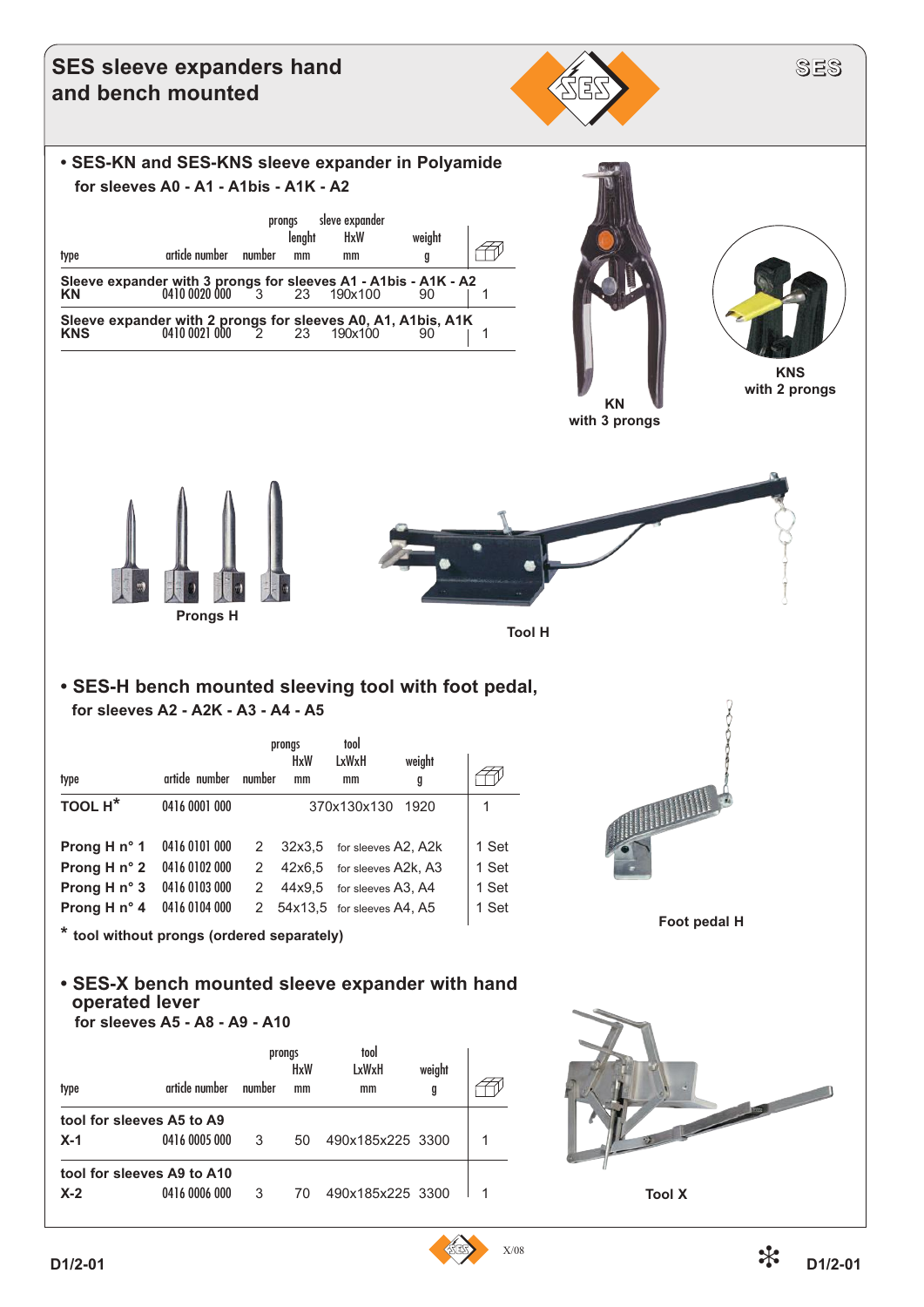# SES sleeve expanders hand and bench mounted

## • SES-KN and SES-KNS sleeve expander in Polyamide

**for sleeves A0 - A1 - A1bis - A1K - A2**

| type | article number | prongs number | prongs lenght mm | sleve expander HxW mm | weight g | |
|---|---|---|---|---|---|---|
| **Sleeve expander with 3 prongs for sleeves A1 - A1bis - A1K - A2** | | | | | | |
| **KN** | 0410 0020 000 | 3 | 23 | 190x100 | 90 | 1 |
| **Sleeve expander with 2 prongs for sleeves A0, A1, A1bis, A1K** | | | | | | |
| **KNS** | 0410 0021 000 | 2 | 23 | 190x100 | 90 | 1 |

**KN**
**with 3 prongs**

**KNS**
**with 2 prongs**

**Prongs H**

**Tool H**

## • SES-H bench mounted sleeving tool with foot pedal,

**for sleeves A2 - A2K - A3 - A4 - A5**

| type | article number | prongs number | prongs HxW mm | tool LxWxH mm | weight g | |
|---|---|---|---|---|---|---|
| **TOOL H*** | 0416 0001 000 | | | 370x130x130 | 1920 | 1 |
| **Prong H n° 1** | 0416 0101 000 | 2 | 32x3,5 | for sleeves A2, A2k | | 1 Set |
| **Prong H n° 2** | 0416 0102 000 | 2 | 42x6,5 | for sleeves A2k, A3 | | 1 Set |
| **Prong H n° 3** | 0416 0103 000 | 2 | 44x9,5 | for sleeves A3, A4 | | 1 Set |
| **Prong H n° 4** | 0416 0104 000 | 2 | 54x13,5 | for sleeves A4, A5 | | 1 Set |

\* **tool without prongs (ordered separately)**

**Foot pedal H**

## • SES-X bench mounted sleeve expander with hand operated lever

**for sleeves A5 - A8 - A9 - A10**

| type | article number | prongs number | prongs HxW mm | tool LxWxH mm | weight g | |
|---|---|---|---|---|---|---|
| **tool for sleeves A5 to A9** | | | | | | |
| **X-1** | 0416 0005 000 | 3 | 50 | 490x185x225 | 3300 | 1 |
| **tool for sleeves A9 to A10** | | | | | | |
| **X-2** | 0416 0006 000 | 3 | 70 | 490x185x225 | 3300 | 1 |

**Tool X**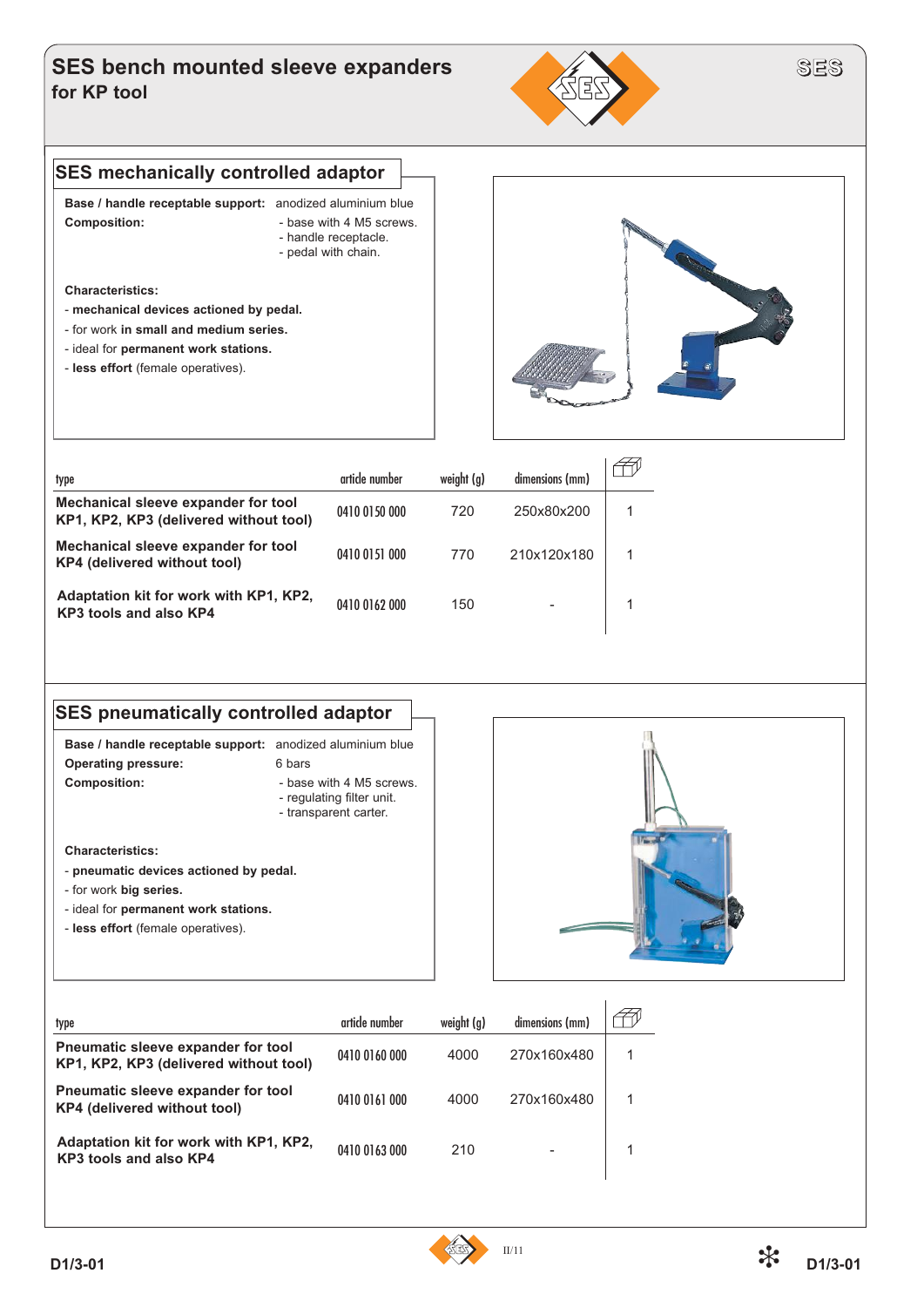# SES bench mounted sleeve expanders for KP tool

## SES mechanically controlled adaptor

**Base / handle receptable support:** anodized aluminium blue

**Composition:**
- base with 4 M5 screws.
- handle receptacle.
- pedal with chain.

**Characteristics:**
- **mechanical devices actioned by pedal.**
- for work **in small and medium series.**
- ideal for **permanent work stations.**
- **less effort** (female operatives).

| type | article number | weight (g) | dimensions (mm) | |
|---|---|---|---|---|
| **Mechanical sleeve expander for tool KP1, KP2, KP3 (delivered without tool)** | 0410 0150 000 | 720 | 250x80x200 | 1 |
| **Mechanical sleeve expander for tool KP4 (delivered without tool)** | 0410 0151 000 | 770 | 210x120x180 | 1 |
| **Adaptation kit for work with KP1, KP2, KP3 tools and also KP4** | 0410 0162 000 | 150 | - | 1 |

## SES pneumatically controlled adaptor

**Base / handle receptable support:** anodized aluminium blue

**Operating pressure:** 6 bars

**Composition:**
- base with 4 M5 screws.
- regulating filter unit.
- transparent carter.

**Characteristics:**
- **pneumatic devices actioned by pedal.**
- for work **big series.**
- ideal for **permanent work stations.**
- **less effort** (female operatives).

| type | article number | weight (g) | dimensions (mm) | |
|---|---|---|---|---|
| **Pneumatic sleeve expander for tool KP1, KP2, KP3 (delivered without tool)** | 0410 0160 000 | 4000 | 270x160x480 | 1 |
| **Pneumatic sleeve expander for tool KP4 (delivered without tool)** | 0410 0161 000 | 4000 | 270x160x480 | 1 |
| **Adaptation kit for work with KP1, KP2, KP3 tools and also KP4** | 0410 0163 000 | 210 | - | 1 |